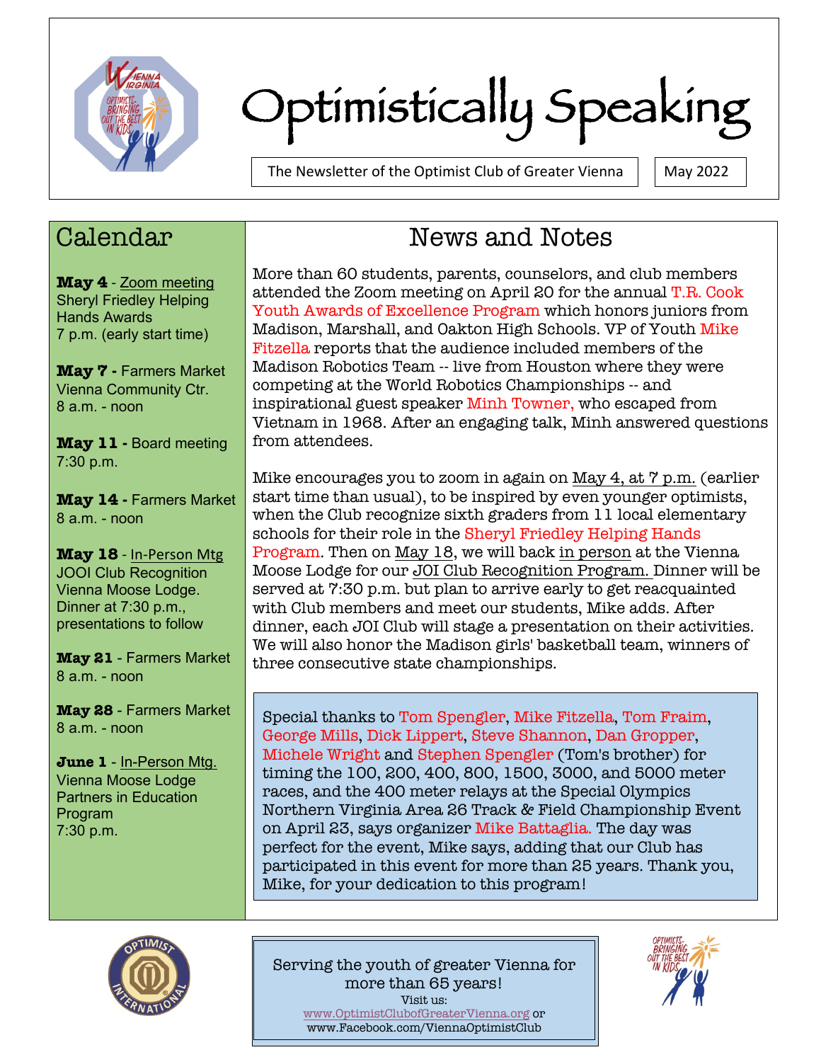# Optimistically Speaking

The Newsletter of the Optimist Club of Greater Vienna | May 2022

## Calendar

**May 4** - Zoom meeting
Sheryl Friedley Helping Hands Awards
7 p.m. (early start time)

**May 7 -** Farmers Market
Vienna Community Ctr.
8 a.m. - noon

**May 11 -** Board meeting
7:30 p.m.

**May 14 -** Farmers Market
8 a.m. - noon

**May 18** - In-Person Mtg
JOOI Club Recognition
Vienna Moose Lodge.
Dinner at 7:30 p.m., presentations to follow

**May 21** - Farmers Market
8 a.m. - noon

**May 28** - Farmers Market
8 a.m. - noon

**June 1** - In-Person Mtg.
Vienna Moose Lodge
Partners in Education Program
7:30 p.m.

## News and Notes

More than 60 students, parents, counselors, and club members attended the Zoom meeting on April 20 for the annual T.R. Cook Youth Awards of Excellence Program which honors juniors from Madison, Marshall, and Oakton High Schools. VP of Youth Mike Fitzella reports that the audience included members of the Madison Robotics Team -- live from Houston where they were competing at the World Robotics Championships -- and inspirational guest speaker Minh Towner, who escaped from Vietnam in 1968. After an engaging talk, Minh answered questions from attendees.

Mike encourages you to zoom in again on May 4, at 7 p.m. (earlier start time than usual), to be inspired by even younger optimists, when the Club recognize sixth graders from 11 local elementary schools for their role in the Sheryl Friedley Helping Hands Program. Then on May 18, we will back in person at the Vienna Moose Lodge for our JOI Club Recognition Program. Dinner will be served at 7:30 p.m. but plan to arrive early to get reacquainted with Club members and meet our students, Mike adds. After dinner, each JOI Club will stage a presentation on their activities. We will also honor the Madison girls' basketball team, winners of three consecutive state championships.

Special thanks to Tom Spengler, Mike Fitzella, Tom Fraim, George Mills, Dick Lippert, Steve Shannon, Dan Gropper, Michele Wright and Stephen Spengler (Tom's brother) for timing the 100, 200, 400, 800, 1500, 3000, and 5000 meter races, and the 400 meter relays at the Special Olympics Northern Virginia Area 26 Track & Field Championship Event on April 23, says organizer Mike Battaglia. The day was perfect for the event, Mike says, adding that our Club has participated in this event for more than 25 years. Thank you, Mike, for your dedication to this program!

Serving the youth of greater Vienna for more than 65 years!
Visit us:
www.OptimistClubofGreaterVienna.org or
www.Facebook.com/ViennaOptimistClub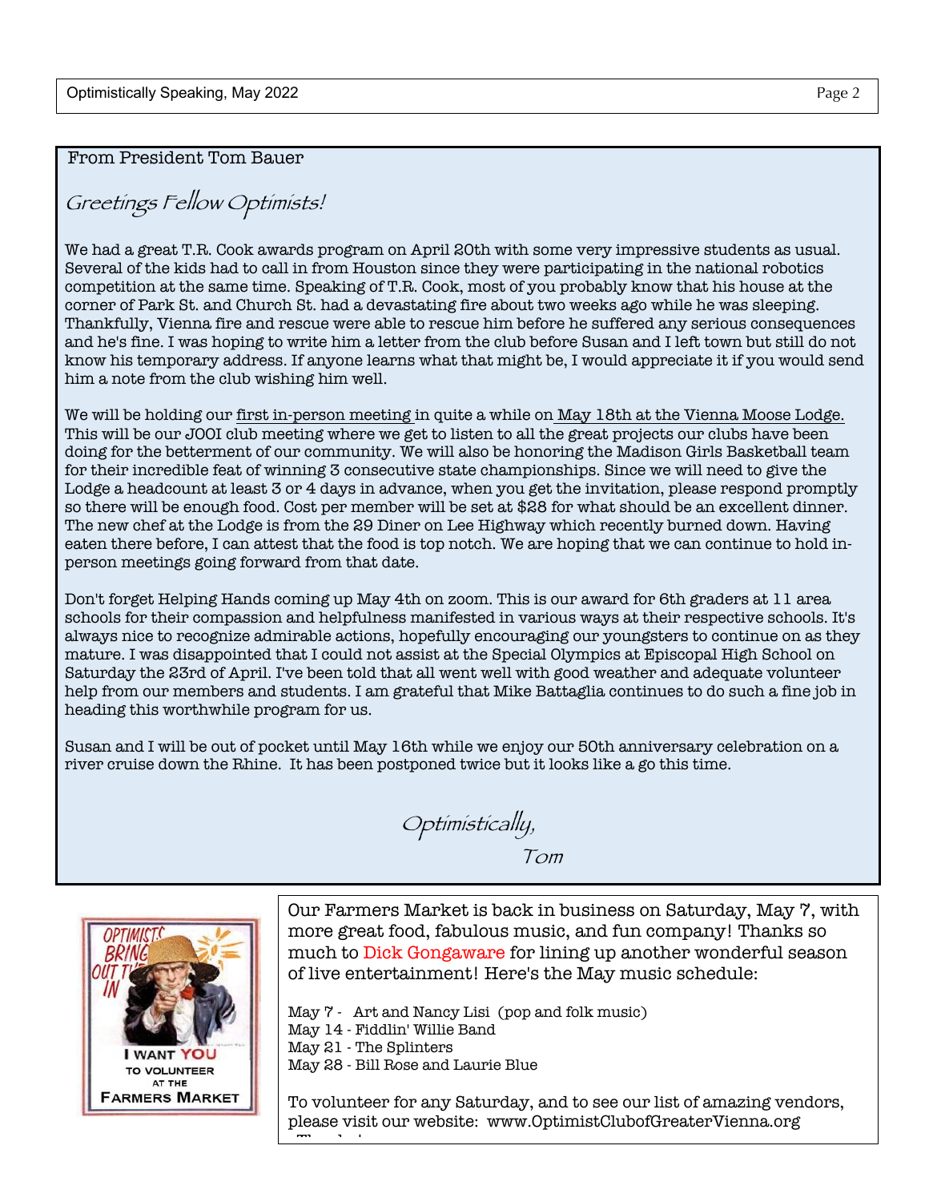From President Tom Bauer

*Greetings Fellow Optimists!*

We had a great T.R. Cook awards program on April 20th with some very impressive students as usual. Several of the kids had to call in from Houston since they were participating in the national robotics competition at the same time. Speaking of T.R. Cook, most of you probably know that his house at the corner of Park St. and Church St. had a devastating fire about two weeks ago while he was sleeping. Thankfully, Vienna fire and rescue were able to rescue him before he suffered any serious consequences and he's fine. I was hoping to write him a letter from the club before Susan and I left town but still do not know his temporary address. If anyone learns what that might be, I would appreciate it if you would send him a note from the club wishing him well.

We will be holding our first in-person meeting in quite a while on May 18th at the Vienna Moose Lodge. This will be our JOOI club meeting where we get to listen to all the great projects our clubs have been doing for the betterment of our community. We will also be honoring the Madison Girls Basketball team for their incredible feat of winning 3 consecutive state championships. Since we will need to give the Lodge a headcount at least 3 or 4 days in advance, when you get the invitation, please respond promptly so there will be enough food. Cost per member will be set at $28 for what should be an excellent dinner. The new chef at the Lodge is from the 29 Diner on Lee Highway which recently burned down. Having eaten there before, I can attest that the food is top notch. We are hoping that we can continue to hold in-person meetings going forward from that date.

Don't forget Helping Hands coming up May 4th on zoom. This is our award for 6th graders at 11 area schools for their compassion and helpfulness manifested in various ways at their respective schools. It's always nice to recognize admirable actions, hopefully encouraging our youngsters to continue on as they mature. I was disappointed that I could not assist at the Special Olympics at Episcopal High School on Saturday the 23rd of April. I've been told that all went well with good weather and adequate volunteer help from our members and students. I am grateful that Mike Battaglia continues to do such a fine job in heading this worthwhile program for us.

Susan and I will be out of pocket until May 16th while we enjoy our 50th anniversary celebration on a river cruise down the Rhine. It has been postponed twice but it looks like a go this time.

*Optimistically,*

*Tom*

Our Farmers Market is back in business on Saturday, May 7, with more great food, fabulous music, and fun company! Thanks so much to Dick Gongaware for lining up another wonderful season of live entertainment! Here's the May music schedule:

May 7 - Art and Nancy Lisi (pop and folk music)
May 14 - Fiddlin' Willie Band
May 21 - The Splinters
May 28 - Bill Rose and Laurie Blue

To volunteer for any Saturday, and to see our list of amazing vendors, please visit our website: www.OptimistClubofGreaterVienna.org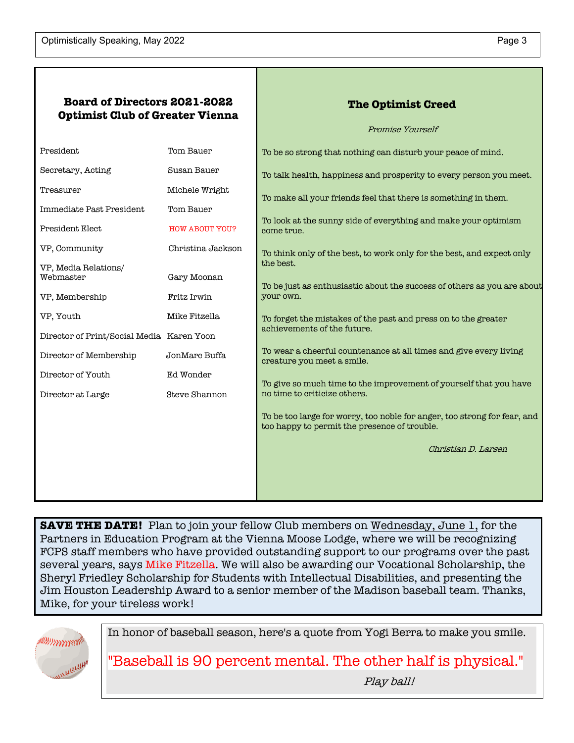## Board of Directors 2021-2022
## Optimist Club of Greater Vienna

| | |
|---|---|
| President | Tom Bauer |
| Secretary, Acting | Susan Bauer |
| Treasurer | Michele Wright |
| Immediate Past President | Tom Bauer |
| President Elect | HOW ABOUT YOU? |
| VP, Community | Christina Jackson |
| VP, Media Relations/ Webmaster | Gary Moonan |
| VP, Membership | Fritz Irwin |
| VP, Youth | Mike Fitzella |
| Director of Print/Social Media | Karen Yoon |
| Director of Membership | JonMarc Buffa |
| Director of Youth | Ed Wonder |
| Director at Large | Steve Shannon |

## The Optimist Creed

*Promise Yourself*

To be so strong that nothing can disturb your peace of mind.

To talk health, happiness and prosperity to every person you meet.

To make all your friends feel that there is something in them.

To look at the sunny side of everything and make your optimism come true.

To think only of the best, to work only for the best, and expect only the best.

To be just as enthusiastic about the success of others as you are about your own.

To forget the mistakes of the past and press on to the greater achievements of the future.

To wear a cheerful countenance at all times and give every living creature you meet a smile.

To give so much time to the improvement of yourself that you have no time to criticize others.

To be too large for worry, too noble for anger, too strong for fear, and too happy to permit the presence of trouble.

*Christian D. Larsen*

**SAVE THE DATE!** Plan to join your fellow Club members on Wednesday, June 1, for the Partners in Education Program at the Vienna Moose Lodge, where we will be recognizing FCPS staff members who have provided outstanding support to our programs over the past several years, says Mike Fitzella. We will also be awarding our Vocational Scholarship, the Sheryl Friedley Scholarship for Students with Intellectual Disabilities, and presenting the Jim Houston Leadership Award to a senior member of the Madison baseball team. Thanks, Mike, for your tireless work!

In honor of baseball season, here's a quote from Yogi Berra to make you smile.

"Baseball is 90 percent mental. The other half is physical."

*Play ball!*